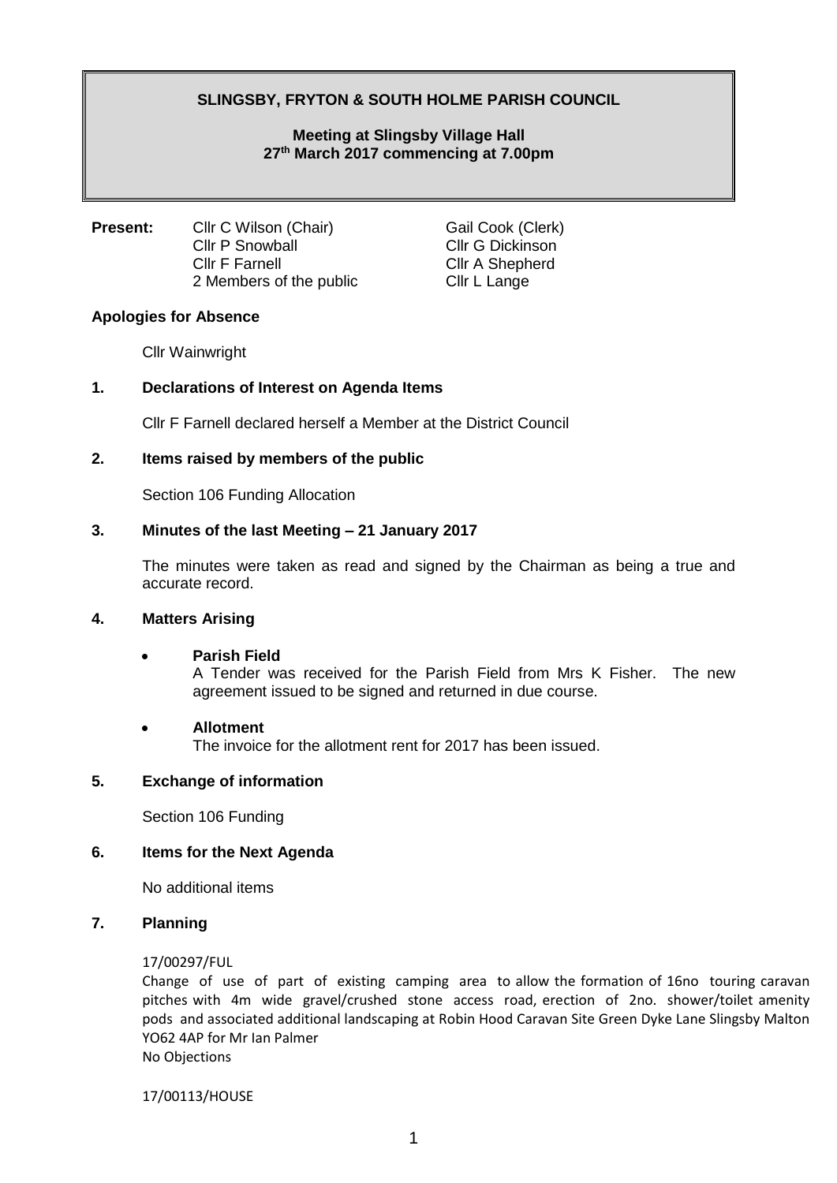**SLINGSBY, FRYTON & SOUTH HOLME PARISH COUNCIL**

**Meeting at Slingsby Village Hall**
**27th March 2017 commencing at 7.00pm**

**Present:**

| | |
|---|---|
| Cllr C Wilson (Chair) | Gail Cook (Clerk) |
| Cllr P Snowball | Cllr G Dickinson |
| Cllr F Farnell | Cllr A Shepherd |
| 2 Members of the public | Cllr L Lange |

**Apologies for Absence**

Cllr Wainwright

**1. Declarations of Interest on Agenda Items**

Cllr F Farnell declared herself a Member at the District Council

**2. Items raised by members of the public**

Section 106 Funding Allocation

**3. Minutes of the last Meeting – 21 January 2017**

The minutes were taken as read and signed by the Chairman as being a true and accurate record.

**4. Matters Arising**

- **Parish Field**
  A Tender was received for the Parish Field from Mrs K Fisher. The new agreement issued to be signed and returned in due course.

- **Allotment**
  The invoice for the allotment rent for 2017 has been issued.

**5. Exchange of information**

Section 106 Funding

**6. Items for the Next Agenda**

No additional items

**7. Planning**

17/00297/FUL
Change of use of part of existing camping area to allow the formation of 16no touring caravan pitches with 4m wide gravel/crushed stone access road, erection of 2no. shower/toilet amenity pods and associated additional landscaping at Robin Hood Caravan Site Green Dyke Lane Slingsby Malton YO62 4AP for Mr Ian Palmer
No Objections

17/00113/HOUSE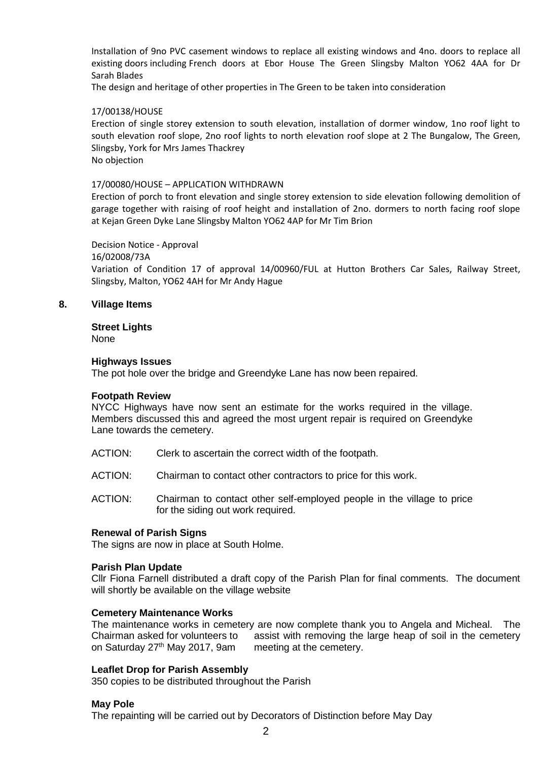Installation of 9no PVC casement windows to replace all existing windows and 4no. doors to replace all existing doors including French doors at Ebor House The Green Slingsby Malton YO62 4AA for Dr Sarah Blades

The design and heritage of other properties in The Green to be taken into consideration

17/00138/HOUSE

Erection of single storey extension to south elevation, installation of dormer window, 1no roof light to south elevation roof slope, 2no roof lights to north elevation roof slope at 2 The Bungalow, The Green, Slingsby, York for Mrs James Thackrey

No objection

17/00080/HOUSE – APPLICATION WITHDRAWN

Erection of porch to front elevation and single storey extension to side elevation following demolition of garage together with raising of roof height and installation of 2no. dormers to north facing roof slope at Kejan Green Dyke Lane Slingsby Malton YO62 4AP for Mr Tim Brion

Decision Notice - Approval

16/02008/73A

Variation of Condition 17 of approval 14/00960/FUL at Hutton Brothers Car Sales, Railway Street, Slingsby, Malton, YO62 4AH for Mr Andy Hague

## 8. Village Items

**Street Lights**

None

**Highways Issues**

The pot hole over the bridge and Greendyke Lane has now been repaired.

**Footpath Review**

NYCC Highways have now sent an estimate for the works required in the village. Members discussed this and agreed the most urgent repair is required on Greendyke Lane towards the cemetery.

ACTION: Clerk to ascertain the correct width of the footpath.

ACTION: Chairman to contact other contractors to price for this work.

ACTION: Chairman to contact other self-employed people in the village to price for the siding out work required.

**Renewal of Parish Signs**

The signs are now in place at South Holme.

**Parish Plan Update**

Cllr Fiona Farnell distributed a draft copy of the Parish Plan for final comments. The document will shortly be available on the village website

**Cemetery Maintenance Works**

The maintenance works in cemetery are now complete thank you to Angela and Micheal. The Chairman asked for volunteers to assist with removing the large heap of soil in the cemetery on Saturday 27th May 2017, 9am meeting at the cemetery.

**Leaflet Drop for Parish Assembly**

350 copies to be distributed throughout the Parish

**May Pole**

The repainting will be carried out by Decorators of Distinction before May Day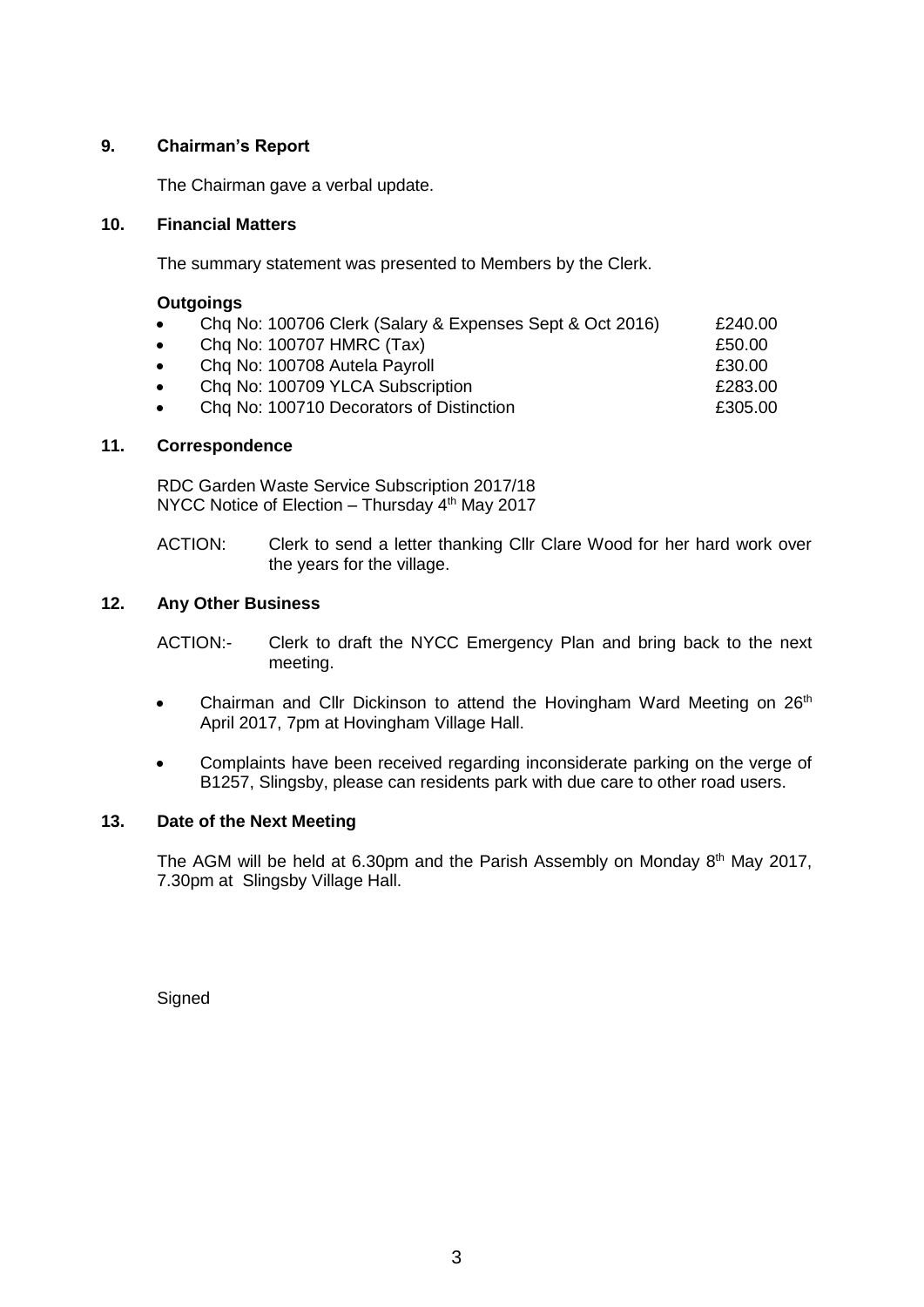## 9. Chairman's Report

The Chairman gave a verbal update.

## 10. Financial Matters

The summary statement was presented to Members by the Clerk.

**Outgoings**

| | |
|---|---|
| • Chq No: 100706 Clerk (Salary & Expenses Sept & Oct 2016) | £240.00 |
| • Chq No: 100707 HMRC (Tax) | £50.00 |
| • Chq No: 100708 Autela Payroll | £30.00 |
| • Chq No: 100709 YLCA Subscription | £283.00 |
| • Chq No: 100710 Decorators of Distinction | £305.00 |

## 11. Correspondence

RDC Garden Waste Service Subscription 2017/18
NYCC Notice of Election – Thursday 4th May 2017

ACTION: Clerk to send a letter thanking Cllr Clare Wood for her hard work over the years for the village.

## 12. Any Other Business

ACTION:- Clerk to draft the NYCC Emergency Plan and bring back to the next meeting.

- Chairman and Cllr Dickinson to attend the Hovingham Ward Meeting on 26th April 2017, 7pm at Hovingham Village Hall.
- Complaints have been received regarding inconsiderate parking on the verge of B1257, Slingsby, please can residents park with due care to other road users.

## 13. Date of the Next Meeting

The AGM will be held at 6.30pm and the Parish Assembly on Monday 8th May 2017, 7.30pm at Slingsby Village Hall.

Signed